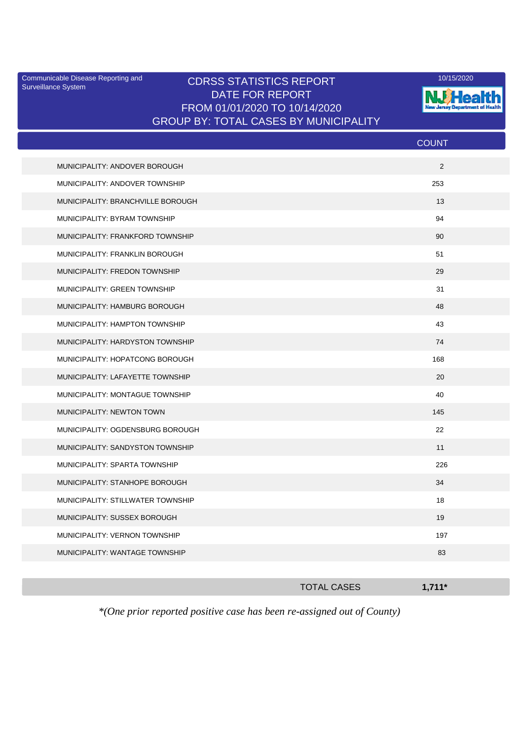Communicable Disease Reporting and Surveillance System

10/15/2020

# CDRSS STATISTICS REPORT
## DATE FOR REPORT
## FROM 01/01/2020 TO 10/14/2020
## GROUP BY: TOTAL CASES BY MUNICIPALITY

| | COUNT |
|---|---|
| MUNICIPALITY: ANDOVER BOROUGH | 2 |
| MUNICIPALITY: ANDOVER TOWNSHIP | 253 |
| MUNICIPALITY: BRANCHVILLE BOROUGH | 13 |
| MUNICIPALITY: BYRAM TOWNSHIP | 94 |
| MUNICIPALITY: FRANKFORD TOWNSHIP | 90 |
| MUNICIPALITY: FRANKLIN BOROUGH | 51 |
| MUNICIPALITY: FREDON TOWNSHIP | 29 |
| MUNICIPALITY: GREEN TOWNSHIP | 31 |
| MUNICIPALITY: HAMBURG BOROUGH | 48 |
| MUNICIPALITY: HAMPTON TOWNSHIP | 43 |
| MUNICIPALITY: HARDYSTON TOWNSHIP | 74 |
| MUNICIPALITY: HOPATCONG BOROUGH | 168 |
| MUNICIPALITY: LAFAYETTE TOWNSHIP | 20 |
| MUNICIPALITY: MONTAGUE TOWNSHIP | 40 |
| MUNICIPALITY: NEWTON TOWN | 145 |
| MUNICIPALITY: OGDENSBURG BOROUGH | 22 |
| MUNICIPALITY: SANDYSTON TOWNSHIP | 11 |
| MUNICIPALITY: SPARTA TOWNSHIP | 226 |
| MUNICIPALITY: STANHOPE BOROUGH | 34 |
| MUNICIPALITY: STILLWATER TOWNSHIP | 18 |
| MUNICIPALITY: SUSSEX BOROUGH | 19 |
| MUNICIPALITY: VERNON TOWNSHIP | 197 |
| MUNICIPALITY: WANTAGE TOWNSHIP | 83 |
| TOTAL CASES | **1,711*** |

*\*(One prior reported positive case has been re-assigned out of County)*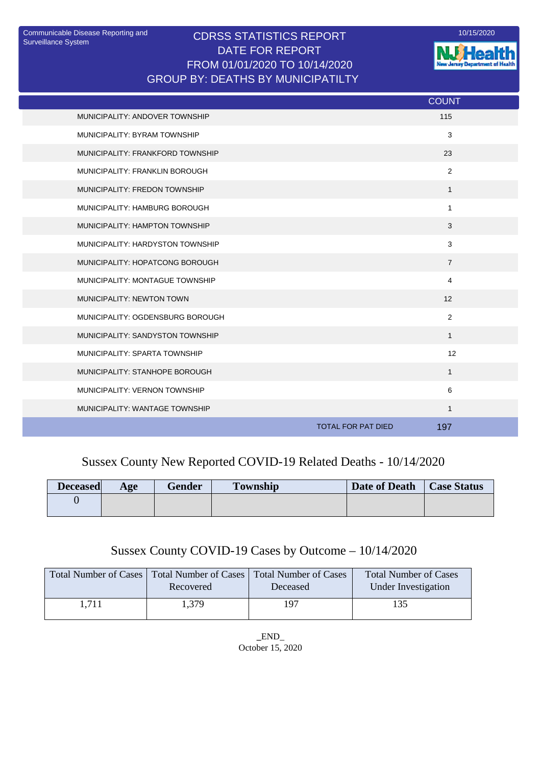Communicable Disease Reporting and Surveillance System

# CDRSS STATISTICS REPORT
## DATE FOR REPORT
## FROM 01/01/2020 TO 10/14/2020
## GROUP BY: DEATHS BY MUNICIPATILTY

10/15/2020

NJ Health New Jersey Department of Health

| | COUNT |
|---|---|
| MUNICIPALITY: ANDOVER TOWNSHIP | 115 |
| MUNICIPALITY: BYRAM TOWNSHIP | 3 |
| MUNICIPALITY: FRANKFORD TOWNSHIP | 23 |
| MUNICIPALITY: FRANKLIN BOROUGH | 2 |
| MUNICIPALITY: FREDON TOWNSHIP | 1 |
| MUNICIPALITY: HAMBURG BOROUGH | 1 |
| MUNICIPALITY: HAMPTON TOWNSHIP | 3 |
| MUNICIPALITY: HARDYSTON TOWNSHIP | 3 |
| MUNICIPALITY: HOPATCONG BOROUGH | 7 |
| MUNICIPALITY: MONTAGUE TOWNSHIP | 4 |
| MUNICIPALITY: NEWTON TOWN | 12 |
| MUNICIPALITY: OGDENSBURG BOROUGH | 2 |
| MUNICIPALITY: SANDYSTON TOWNSHIP | 1 |
| MUNICIPALITY: SPARTA TOWNSHIP | 12 |
| MUNICIPALITY: STANHOPE BOROUGH | 1 |
| MUNICIPALITY: VERNON TOWNSHIP | 6 |
| MUNICIPALITY: WANTAGE TOWNSHIP | 1 |
| TOTAL FOR PAT DIED | 197 |

## Sussex County New Reported COVID-19 Related Deaths - 10/14/2020

| Deceased | Age | Gender | Township | Date of Death | Case Status |
|---|---|---|---|---|---|
| 0 | | | | | |

## Sussex County COVID-19 Cases by Outcome – 10/14/2020

| Total Number of Cases | Total Number of Cases Recovered | Total Number of Cases Deceased | Total Number of Cases Under Investigation |
|---|---|---|---|
| 1,711 | 1,379 | 197 | 135 |

_END_
October 15, 2020